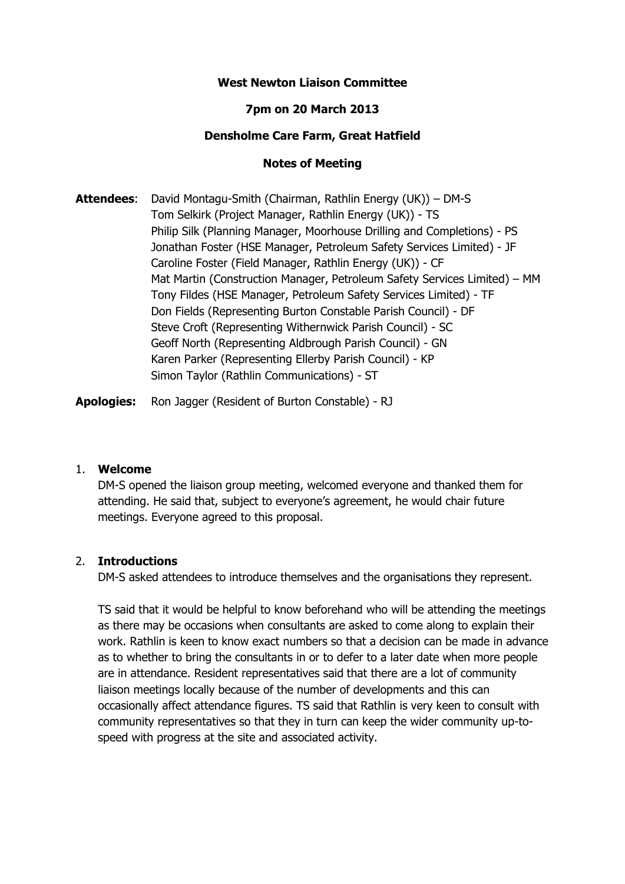**West Newton Liaison Committee**

**7pm on 20 March 2013**

**Densholme Care Farm, Great Hatfield**

**Notes of Meeting**

**Attendees**: David Montagu-Smith (Chairman, Rathlin Energy (UK)) – DM-S
Tom Selkirk (Project Manager, Rathlin Energy (UK)) - TS
Philip Silk (Planning Manager, Moorhouse Drilling and Completions) - PS
Jonathan Foster (HSE Manager, Petroleum Safety Services Limited) - JF
Caroline Foster (Field Manager, Rathlin Energy (UK)) - CF
Mat Martin (Construction Manager, Petroleum Safety Services Limited) – MM
Tony Fildes (HSE Manager, Petroleum Safety Services Limited) - TF
Don Fields (Representing Burton Constable Parish Council) - DF
Steve Croft (Representing Withernwick Parish Council) - SC
Geoff North (Representing Aldbrough Parish Council) - GN
Karen Parker (Representing Ellerby Parish Council) - KP
Simon Taylor (Rathlin Communications) - ST

**Apologies:** Ron Jagger (Resident of Burton Constable) - RJ

1. **Welcome**

   DM-S opened the liaison group meeting, welcomed everyone and thanked them for attending. He said that, subject to everyone's agreement, he would chair future meetings. Everyone agreed to this proposal.

2. **Introductions**

   DM-S asked attendees to introduce themselves and the organisations they represent.

   TS said that it would be helpful to know beforehand who will be attending the meetings as there may be occasions when consultants are asked to come along to explain their work. Rathlin is keen to know exact numbers so that a decision can be made in advance as to whether to bring the consultants in or to defer to a later date when more people are in attendance. Resident representatives said that there are a lot of community liaison meetings locally because of the number of developments and this can occasionally affect attendance figures. TS said that Rathlin is very keen to consult with community representatives so that they in turn can keep the wider community up-to-speed with progress at the site and associated activity.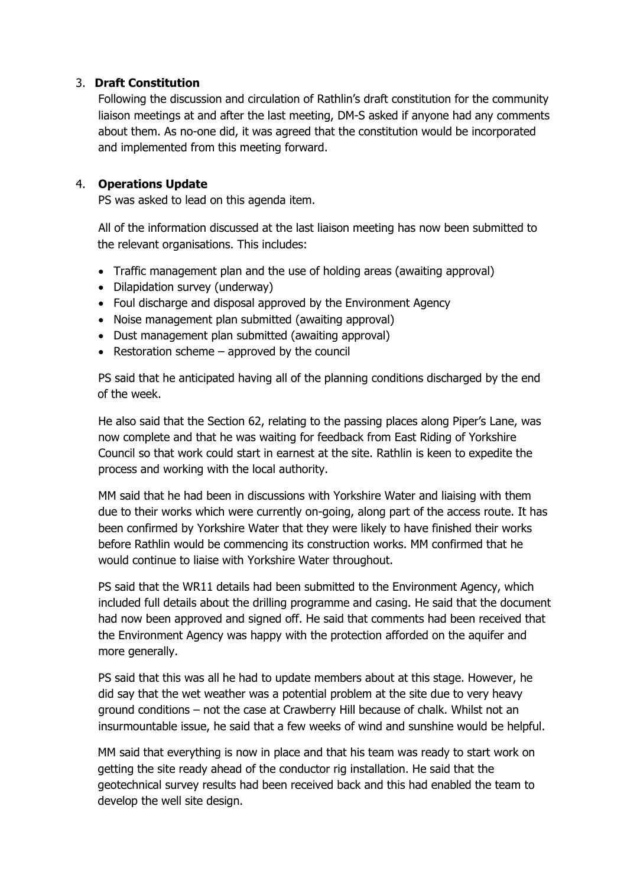3. **Draft Constitution**

   Following the discussion and circulation of Rathlin's draft constitution for the community liaison meetings at and after the last meeting, DM-S asked if anyone had any comments about them. As no-one did, it was agreed that the constitution would be incorporated and implemented from this meeting forward.

4. **Operations Update**

   PS was asked to lead on this agenda item.

   All of the information discussed at the last liaison meeting has now been submitted to the relevant organisations. This includes:

   - Traffic management plan and the use of holding areas (awaiting approval)
   - Dilapidation survey (underway)
   - Foul discharge and disposal approved by the Environment Agency
   - Noise management plan submitted (awaiting approval)
   - Dust management plan submitted (awaiting approval)
   - Restoration scheme – approved by the council

   PS said that he anticipated having all of the planning conditions discharged by the end of the week.

   He also said that the Section 62, relating to the passing places along Piper's Lane, was now complete and that he was waiting for feedback from East Riding of Yorkshire Council so that work could start in earnest at the site. Rathlin is keen to expedite the process and working with the local authority.

   MM said that he had been in discussions with Yorkshire Water and liaising with them due to their works which were currently on-going, along part of the access route. It has been confirmed by Yorkshire Water that they were likely to have finished their works before Rathlin would be commencing its construction works. MM confirmed that he would continue to liaise with Yorkshire Water throughout.

   PS said that the WR11 details had been submitted to the Environment Agency, which included full details about the drilling programme and casing. He said that the document had now been approved and signed off. He said that comments had been received that the Environment Agency was happy with the protection afforded on the aquifer and more generally.

   PS said that this was all he had to update members about at this stage. However, he did say that the wet weather was a potential problem at the site due to very heavy ground conditions – not the case at Crawberry Hill because of chalk. Whilst not an insurmountable issue, he said that a few weeks of wind and sunshine would be helpful.

   MM said that everything is now in place and that his team was ready to start work on getting the site ready ahead of the conductor rig installation. He said that the geotechnical survey results had been received back and this had enabled the team to develop the well site design.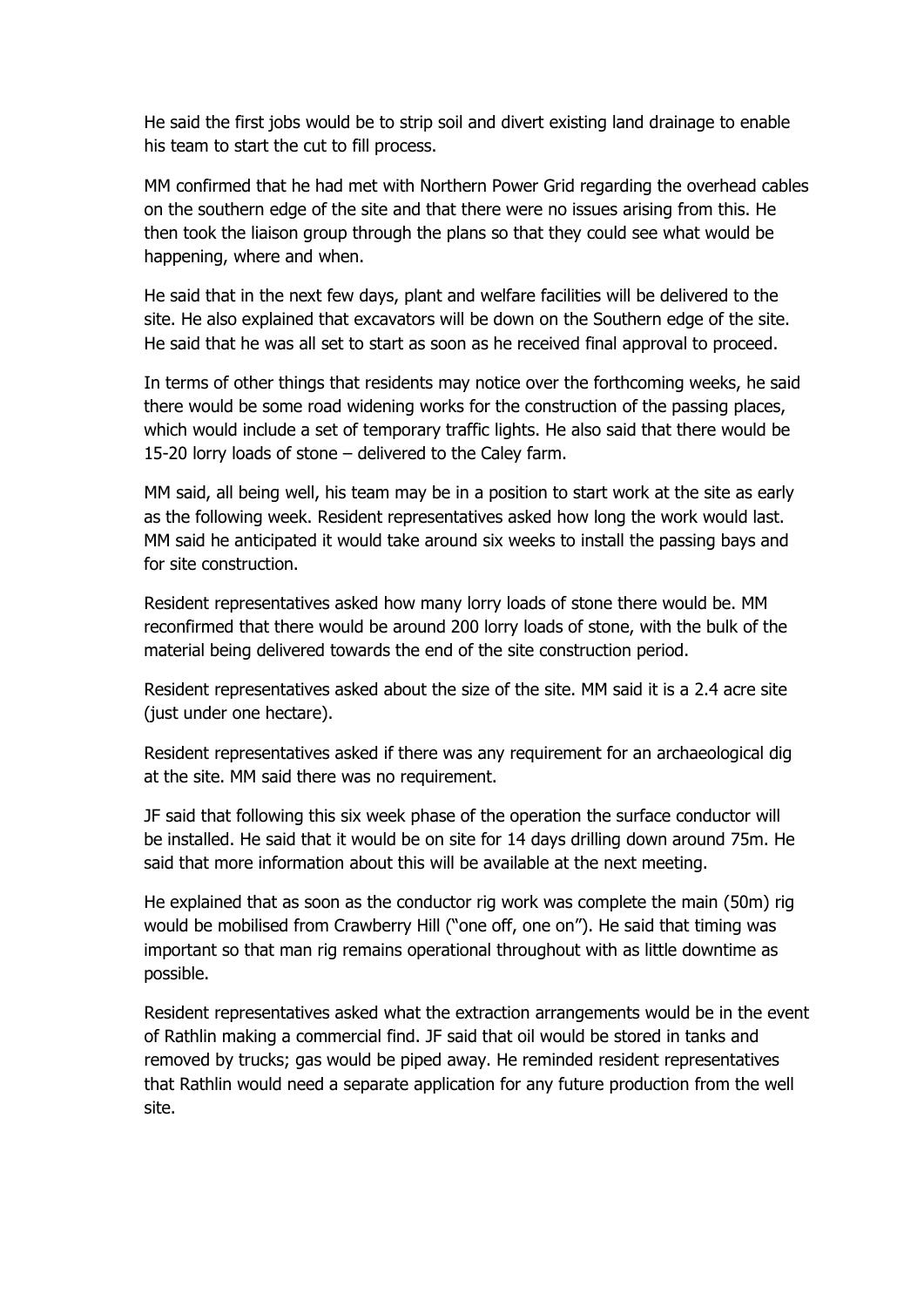He said the first jobs would be to strip soil and divert existing land drainage to enable his team to start the cut to fill process.

MM confirmed that he had met with Northern Power Grid regarding the overhead cables on the southern edge of the site and that there were no issues arising from this. He then took the liaison group through the plans so that they could see what would be happening, where and when.

He said that in the next few days, plant and welfare facilities will be delivered to the site. He also explained that excavators will be down on the Southern edge of the site. He said that he was all set to start as soon as he received final approval to proceed.

In terms of other things that residents may notice over the forthcoming weeks, he said there would be some road widening works for the construction of the passing places, which would include a set of temporary traffic lights. He also said that there would be 15-20 lorry loads of stone – delivered to the Caley farm.

MM said, all being well, his team may be in a position to start work at the site as early as the following week. Resident representatives asked how long the work would last. MM said he anticipated it would take around six weeks to install the passing bays and for site construction.

Resident representatives asked how many lorry loads of stone there would be. MM reconfirmed that there would be around 200 lorry loads of stone, with the bulk of the material being delivered towards the end of the site construction period.

Resident representatives asked about the size of the site. MM said it is a 2.4 acre site (just under one hectare).

Resident representatives asked if there was any requirement for an archaeological dig at the site. MM said there was no requirement.

JF said that following this six week phase of the operation the surface conductor will be installed. He said that it would be on site for 14 days drilling down around 75m. He said that more information about this will be available at the next meeting.

He explained that as soon as the conductor rig work was complete the main (50m) rig would be mobilised from Crawberry Hill ("one off, one on"). He said that timing was important so that man rig remains operational throughout with as little downtime as possible.

Resident representatives asked what the extraction arrangements would be in the event of Rathlin making a commercial find. JF said that oil would be stored in tanks and removed by trucks; gas would be piped away. He reminded resident representatives that Rathlin would need a separate application for any future production from the well site.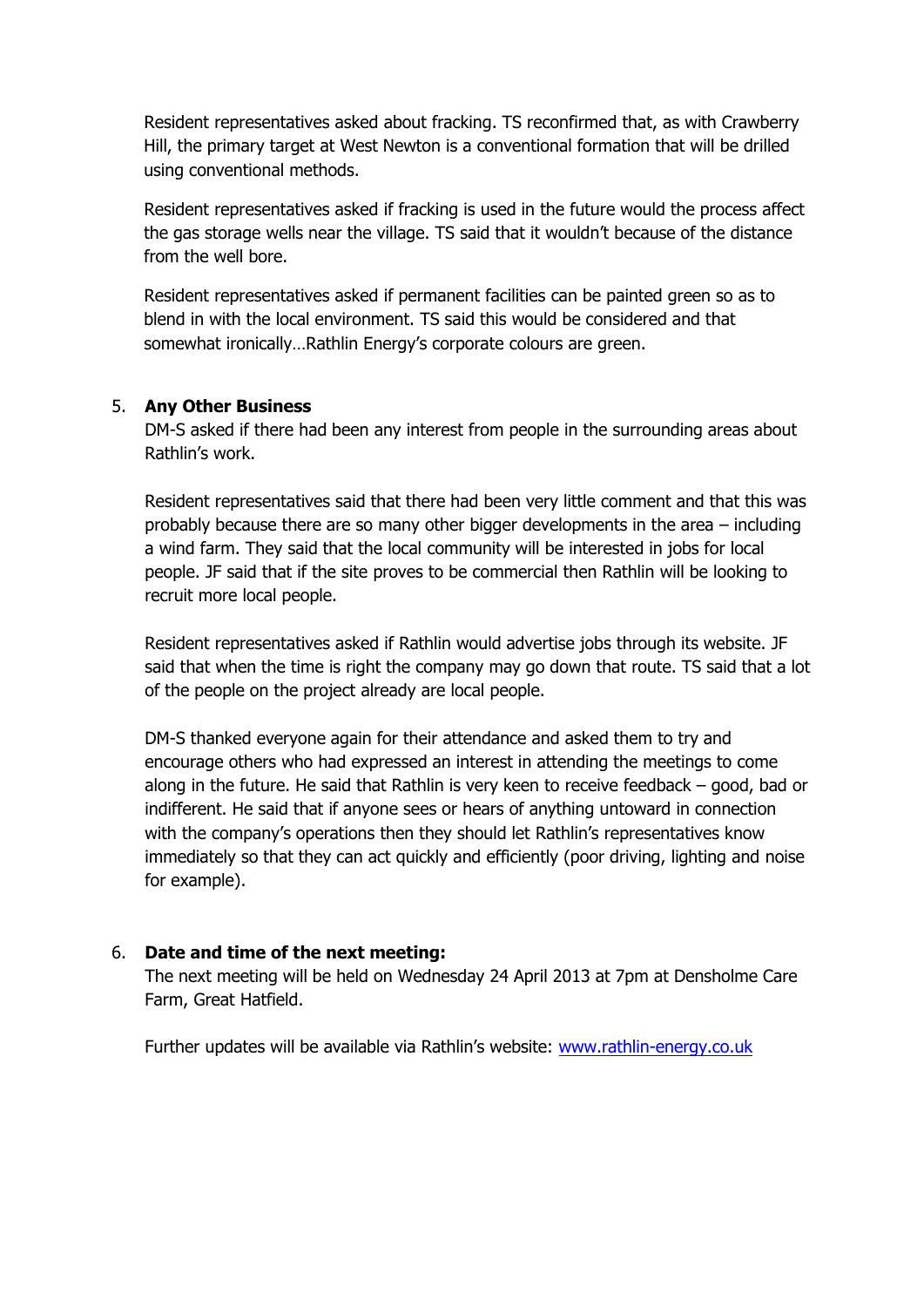Resident representatives asked about fracking. TS reconfirmed that, as with Crawberry Hill, the primary target at West Newton is a conventional formation that will be drilled using conventional methods.

Resident representatives asked if fracking is used in the future would the process affect the gas storage wells near the village. TS said that it wouldn't because of the distance from the well bore.

Resident representatives asked if permanent facilities can be painted green so as to blend in with the local environment. TS said this would be considered and that somewhat ironically…Rathlin Energy's corporate colours are green.

5. **Any Other Business**

   DM-S asked if there had been any interest from people in the surrounding areas about Rathlin's work.

   Resident representatives said that there had been very little comment and that this was probably because there are so many other bigger developments in the area – including a wind farm. They said that the local community will be interested in jobs for local people. JF said that if the site proves to be commercial then Rathlin will be looking to recruit more local people.

   Resident representatives asked if Rathlin would advertise jobs through its website. JF said that when the time is right the company may go down that route. TS said that a lot of the people on the project already are local people.

   DM-S thanked everyone again for their attendance and asked them to try and encourage others who had expressed an interest in attending the meetings to come along in the future. He said that Rathlin is very keen to receive feedback – good, bad or indifferent. He said that if anyone sees or hears of anything untoward in connection with the company's operations then they should let Rathlin's representatives know immediately so that they can act quickly and efficiently (poor driving, lighting and noise for example).

6. **Date and time of the next meeting:**

   The next meeting will be held on Wednesday 24 April 2013 at 7pm at Densholme Care Farm, Great Hatfield.

   Further updates will be available via Rathlin's website: [www.rathlin-energy.co.uk](http://www.rathlin-energy.co.uk)